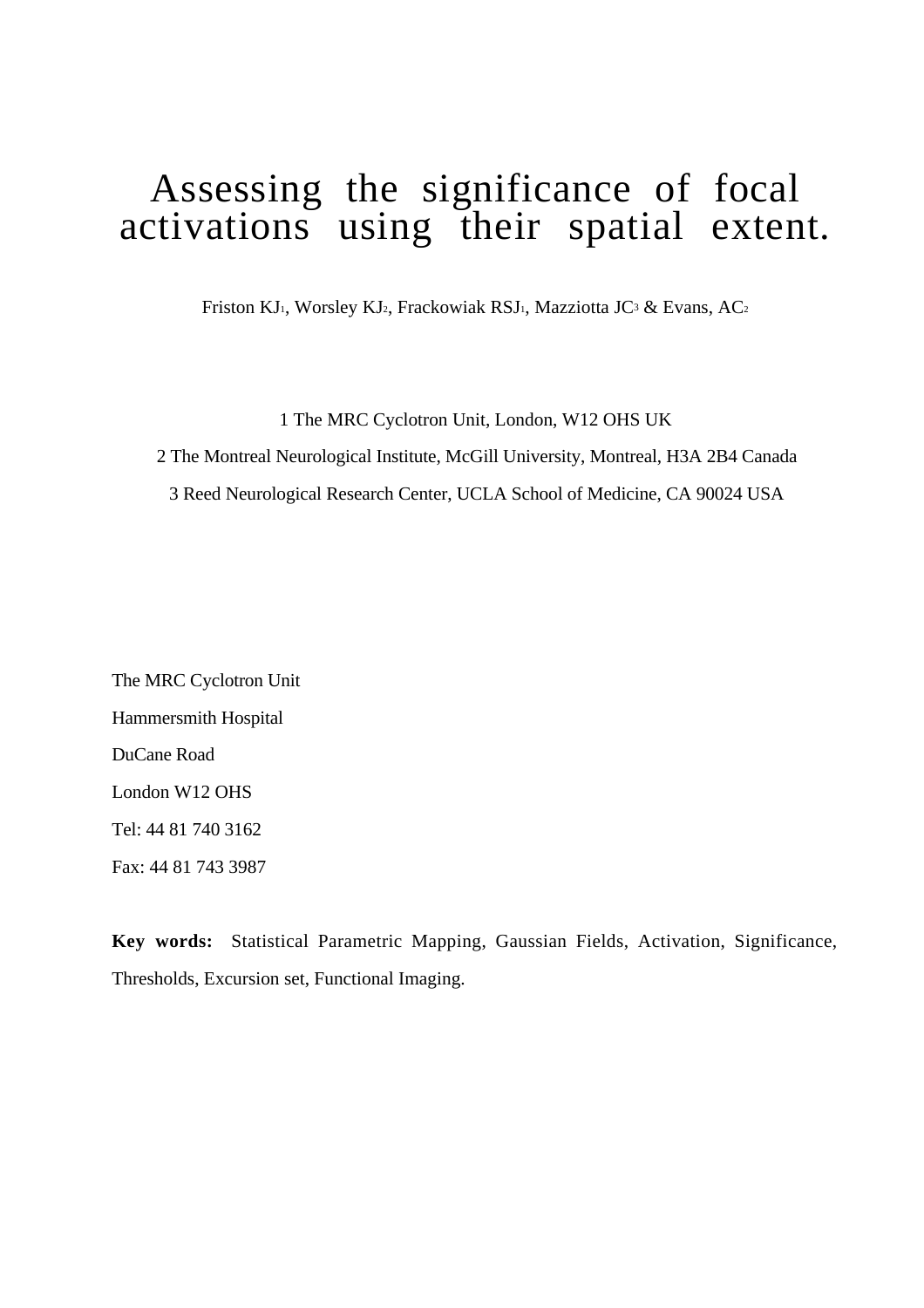# Assessing the significance of focal activations using their spatial extent.

Friston KJ[1], Worsley KJ[2], Frackowiak RSJ[1], Mazziotta JC[3] & Evans, AC[2]

1 The MRC Cyclotron Unit, London, W12 OHS UK

2 The Montreal Neurological Institute, McGill University, Montreal, H3A 2B4 Canada

3 Reed Neurological Research Center, UCLA School of Medicine, CA 90024 USA

The MRC Cyclotron Unit

Hammersmith Hospital

DuCane Road

London W12 OHS

Tel: 44 81 740 3162

Fax: 44 81 743 3987

**Key words:** Statistical Parametric Mapping, Gaussian Fields, Activation, Significance, Thresholds, Excursion set, Functional Imaging.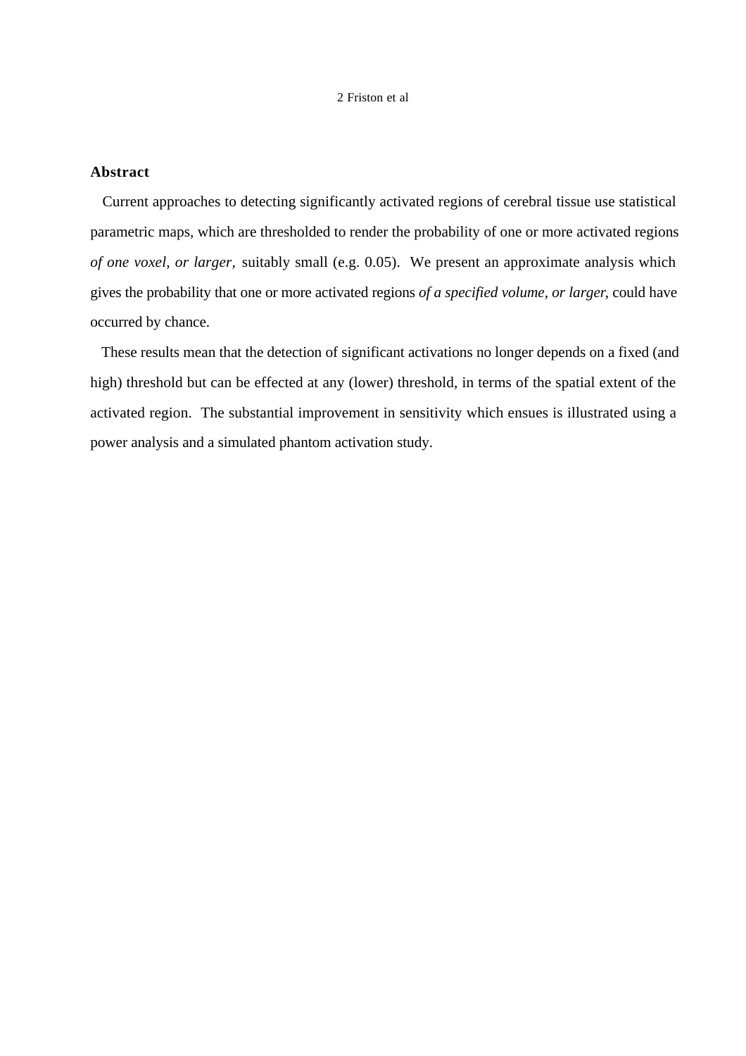## Abstract

Current approaches to detecting significantly activated regions of cerebral tissue use statistical parametric maps, which are thresholded to render the probability of one or more activated regions *of one voxel, or larger,* suitably small (e.g. 0.05). We present an approximate analysis which gives the probability that one or more activated regions *of a specified volume, or larger*, could have occurred by chance.

These results mean that the detection of significant activations no longer depends on a fixed (and high) threshold but can be effected at any (lower) threshold, in terms of the spatial extent of the activated region. The substantial improvement in sensitivity which ensues is illustrated using a power analysis and a simulated phantom activation study.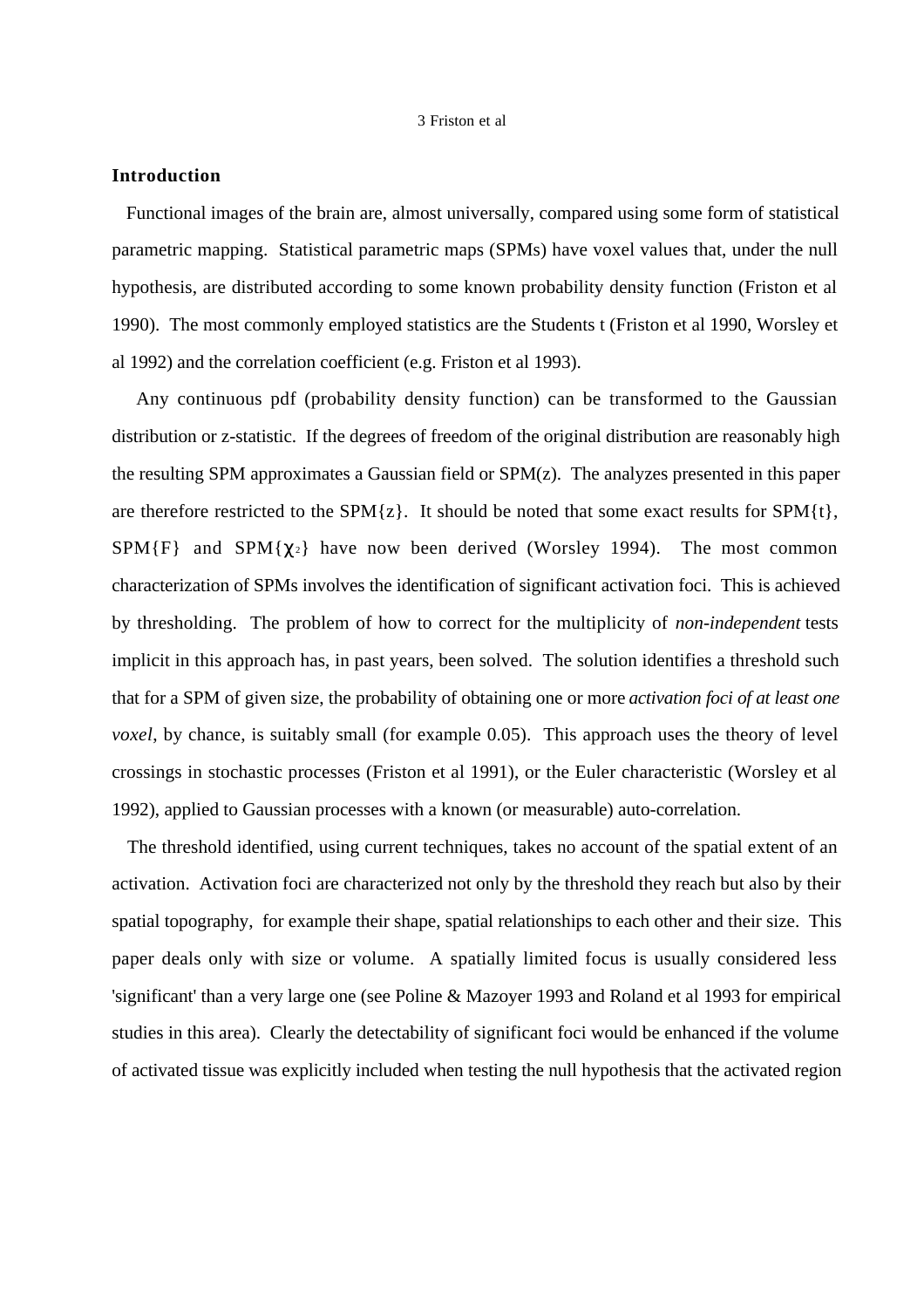## Introduction

Functional images of the brain are, almost universally, compared using some form of statistical parametric mapping. Statistical parametric maps (SPMs) have voxel values that, under the null hypothesis, are distributed according to some known probability density function (Friston et al 1990). The most commonly employed statistics are the Students t (Friston et al 1990, Worsley et al 1992) and the correlation coefficient (e.g. Friston et al 1993).

Any continuous pdf (probability density function) can be transformed to the Gaussian distribution or z-statistic. If the degrees of freedom of the original distribution are reasonably high the resulting SPM approximates a Gaussian field or SPM(z). The analyzes presented in this paper are therefore restricted to the SPM{z}. It should be noted that some exact results for SPM{t}, SPM{F} and SPM{$\chi^2$} have now been derived (Worsley 1994). The most common characterization of SPMs involves the identification of significant activation foci. This is achieved by thresholding. The problem of how to correct for the multiplicity of *non-independent* tests implicit in this approach has, in past years, been solved. The solution identifies a threshold such that for a SPM of given size, the probability of obtaining one or more *activation foci of at least one voxel*, by chance, is suitably small (for example 0.05). This approach uses the theory of level crossings in stochastic processes (Friston et al 1991), or the Euler characteristic (Worsley et al 1992), applied to Gaussian processes with a known (or measurable) auto-correlation.

The threshold identified, using current techniques, takes no account of the spatial extent of an activation. Activation foci are characterized not only by the threshold they reach but also by their spatial topography, for example their shape, spatial relationships to each other and their size. This paper deals only with size or volume. A spatially limited focus is usually considered less 'significant' than a very large one (see Poline & Mazoyer 1993 and Roland et al 1993 for empirical studies in this area). Clearly the detectability of significant foci would be enhanced if the volume of activated tissue was explicitly included when testing the null hypothesis that the activated region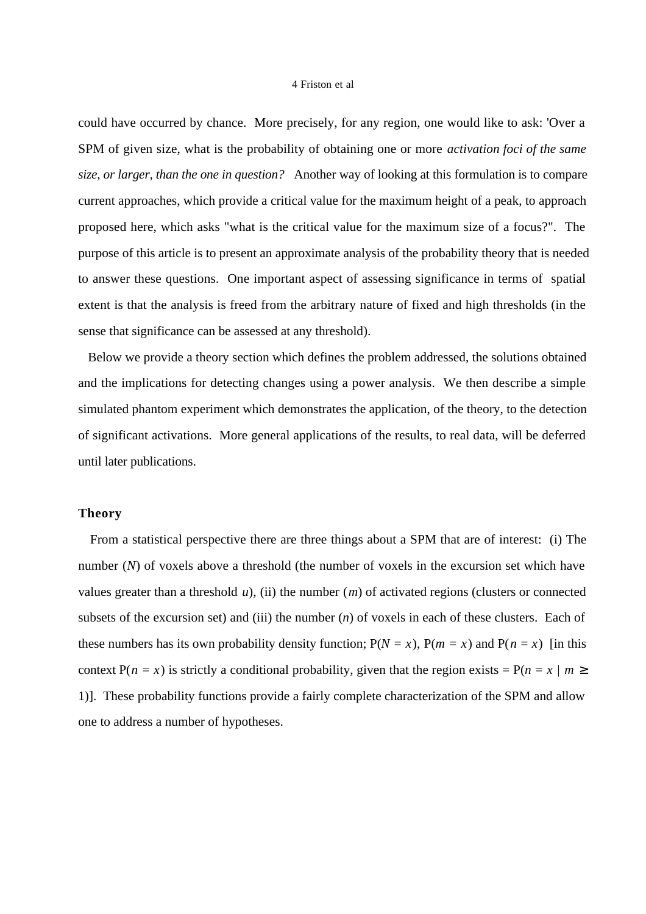could have occurred by chance. More precisely, for any region, one would like to ask: 'Over a SPM of given size, what is the probability of obtaining one or more *activation foci of the same size, or larger, than the one in question?* Another way of looking at this formulation is to compare current approaches, which provide a critical value for the maximum height of a peak, to approach proposed here, which asks "what is the critical value for the maximum size of a focus?". The purpose of this article is to present an approximate analysis of the probability theory that is needed to answer these questions. One important aspect of assessing significance in terms of spatial extent is that the analysis is freed from the arbitrary nature of fixed and high thresholds (in the sense that significance can be assessed at any threshold).

Below we provide a theory section which defines the problem addressed, the solutions obtained and the implications for detecting changes using a power analysis. We then describe a simple simulated phantom experiment which demonstrates the application, of the theory, to the detection of significant activations. More general applications of the results, to real data, will be deferred until later publications.

## Theory

From a statistical perspective there are three things about a SPM that are of interest: (i) The number ($N$) of voxels above a threshold (the number of voxels in the excursion set which have values greater than a threshold $u$), (ii) the number ($m$) of activated regions (clusters or connected subsets of the excursion set) and (iii) the number ($n$) of voxels in each of these clusters. Each of these numbers has its own probability density function; $P(N = x)$, $P(m = x)$ and $P(n = x)$ [in this context $P(n = x)$ is strictly a conditional probability, given that the region exists = $P(n = x \mid m \geq 1)$]. These probability functions provide a fairly complete characterization of the SPM and allow one to address a number of hypotheses.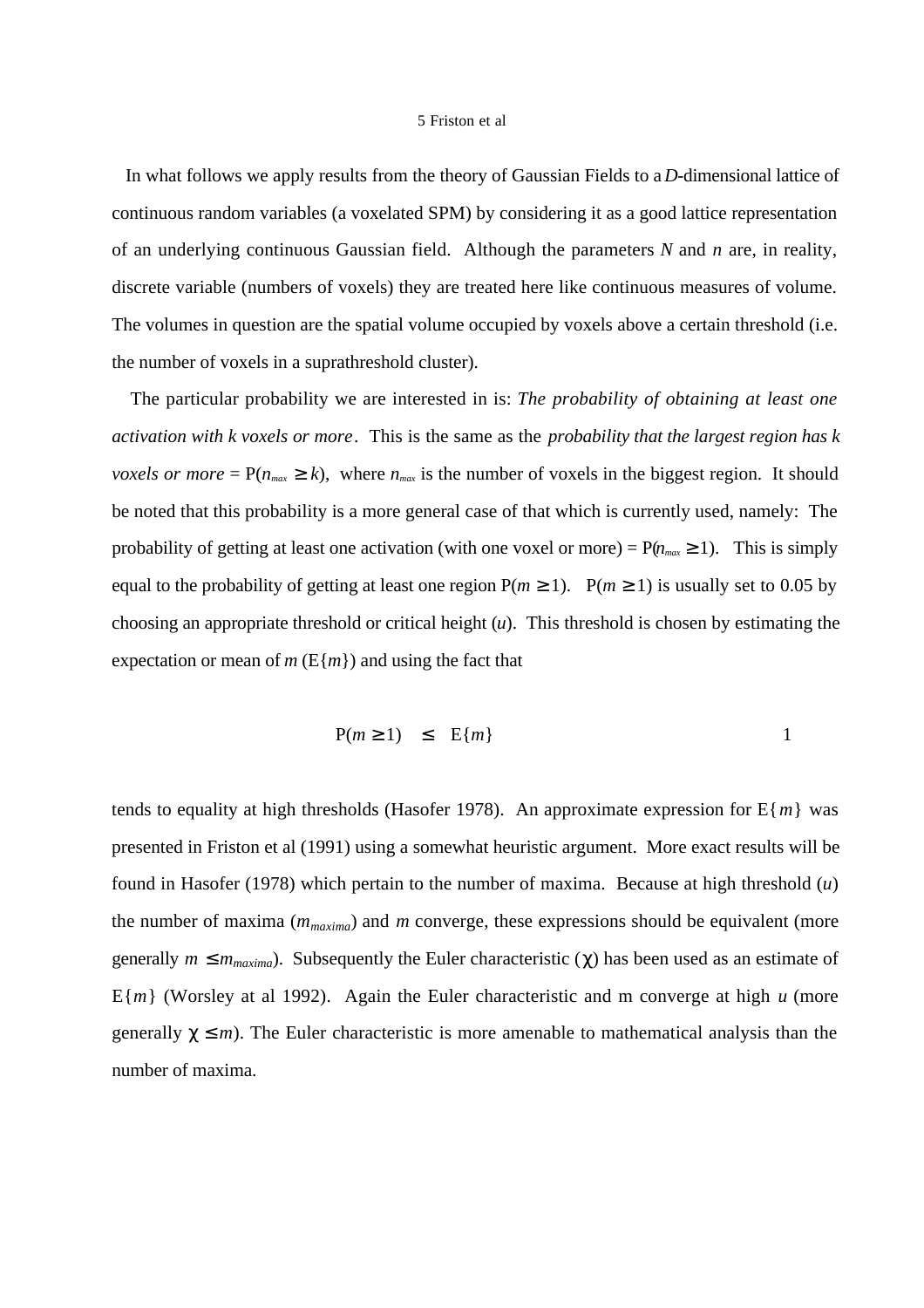In what follows we apply results from the theory of Gaussian Fields to a $D$-dimensional lattice of continuous random variables (a voxelated SPM) by considering it as a good lattice representation of an underlying continuous Gaussian field. Although the parameters $N$ and $n$ are, in reality, discrete variable (numbers of voxels) they are treated here like continuous measures of volume. The volumes in question are the spatial volume occupied by voxels above a certain threshold (i.e. the number of voxels in a suprathreshold cluster).

The particular probability we are interested in is: *The probability of obtaining at least one activation with k voxels or more*. This is the same as the *probability that the largest region has k voxels or more* = $P(n_{max} \geq k)$, where $n_{max}$ is the number of voxels in the biggest region. It should be noted that this probability is a more general case of that which is currently used, namely: The probability of getting at least one activation (with one voxel or more) = $P(n_{max} \geq 1)$. This is simply equal to the probability of getting at least one region $P(m \geq 1)$. $P(m \geq 1)$ is usually set to 0.05 by choosing an appropriate threshold or critical height ($u$). This threshold is chosen by estimating the expectation or mean of $m$ ($E\{m\}$) and using the fact that

$$P(m \geq 1) \quad \leq \quad E\{m\} \qquad\qquad 1$$

tends to equality at high thresholds (Hasofer 1978). An approximate expression for $E\{m\}$ was presented in Friston et al (1991) using a somewhat heuristic argument. More exact results will be found in Hasofer (1978) which pertain to the number of maxima. Because at high threshold ($u$) the number of maxima ($m_{maxima}$) and $m$ converge, these expressions should be equivalent (more generally $m \leq m_{maxima}$). Subsequently the Euler characteristic ($\chi$) has been used as an estimate of $E\{m\}$ (Worsley at al 1992). Again the Euler characteristic and m converge at high $u$ (more generally $\chi \leq m$). The Euler characteristic is more amenable to mathematical analysis than the number of maxima.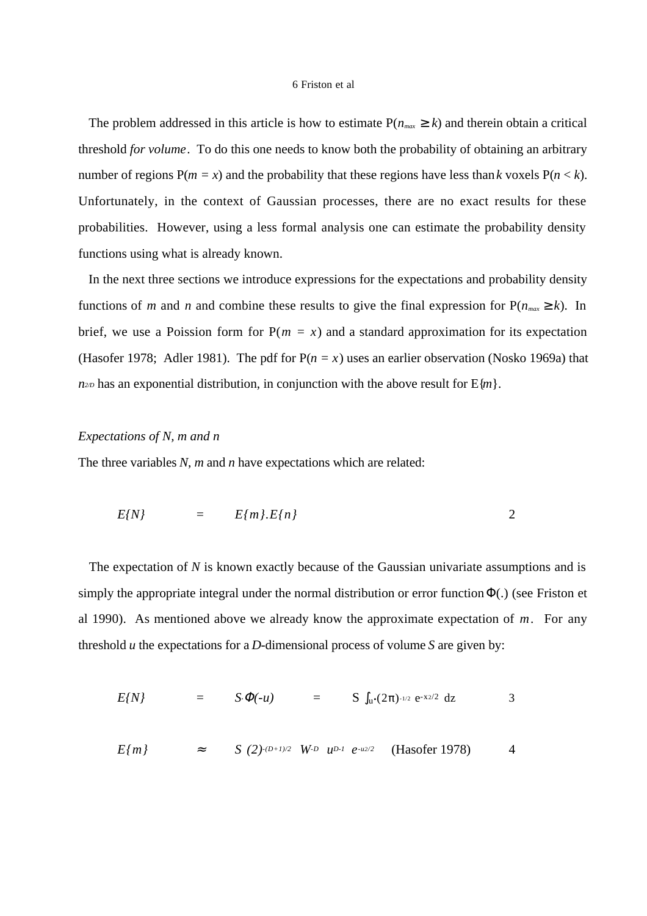The problem addressed in this article is how to estimate $P(n_{max} \geq k)$ and therein obtain a critical threshold *for volume*. To do this one needs to know both the probability of obtaining an arbitrary number of regions $P(m = x)$ and the probability that these regions have less than $k$ voxels $P(n < k)$. Unfortunately, in the context of Gaussian processes, there are no exact results for these probabilities. However, using a less formal analysis one can estimate the probability density functions using what is already known.

In the next three sections we introduce expressions for the expectations and probability density functions of $m$ and $n$ and combine these results to give the final expression for $P(n_{max} \geq k)$. In brief, we use a Poission form for $P(m = x)$ and a standard approximation for its expectation (Hasofer 1978; Adler 1981). The pdf for $P(n = x)$ uses an earlier observation (Nosko 1969a) that $n^{2/D}$ has an exponential distribution, in conjunction with the above result for $E\{m\}$.

*Expectations of N, m and n*

The three variables $N$, $m$ and $n$ have expectations which are related:

$$E\{N\} = E\{m\}.E\{n\} \qquad 2$$

The expectation of $N$ is known exactly because of the Gaussian univariate assumptions and is simply the appropriate integral under the normal distribution or error function $\Phi(.)$ (see Friston et al 1990). As mentioned above we already know the approximate expectation of $m$. For any threshold $u$ the expectations for a $D$-dimensional process of volume $S$ are given by:

$$E\{N\} = S.\Phi(-u) = S \int_u^\infty (2\pi)^{-1/2} e^{-x^2/2} \, dz \qquad 3$$

$$E\{m\} \approx S \; (2)^{-(D+1)/2} \; W^{-D} \; u^{D-1} \; e^{-u^2/2} \quad \text{(Hasofer 1978)} \qquad 4$$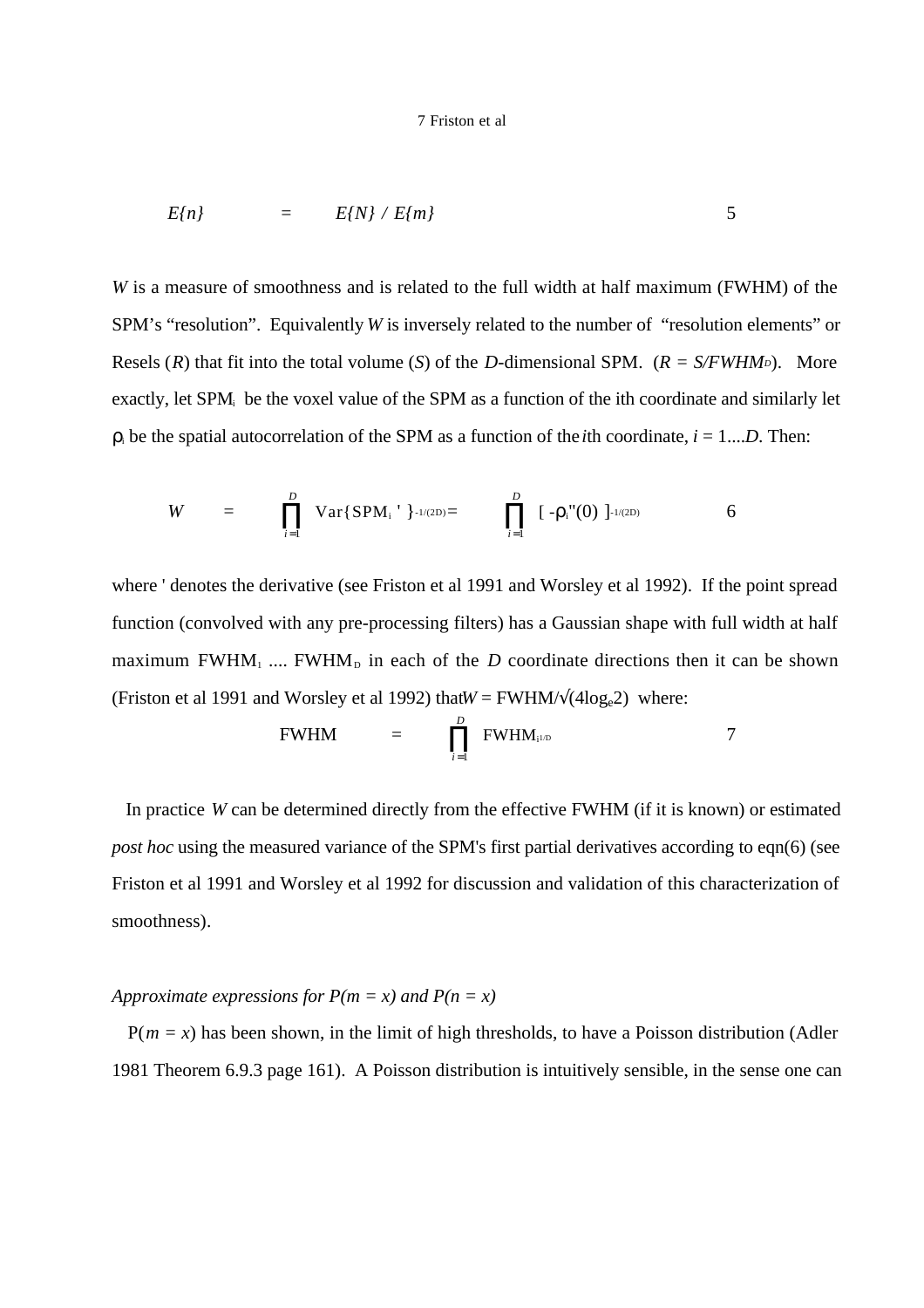$$E\{n\} \quad = \quad E\{N\} \;/\; E\{m\} \qquad 5$$

*W* is a measure of smoothness and is related to the full width at half maximum (FWHM) of the SPM's "resolution". Equivalently *W* is inversely related to the number of "resolution elements" or Resels (*R*) that fit into the total volume (*S*) of the *D*-dimensional SPM. ($R = S/FWHM^D$). More exactly, let $SPM_i$ be the voxel value of the SPM as a function of the ith coordinate and similarly let $\rho_i$ be the spatial autocorrelation of the SPM as a function of the *i*th coordinate, $i = 1....D$. Then:

$$W \quad = \quad \prod_{i=1}^{D} \mathrm{Var}\{SPM_i\,'\}^{-1/(2D)} = \quad \prod_{i=1}^{D} [\,-\rho_i''(0)\,]^{-1/(2D)} \qquad 6$$

where ' denotes the derivative (see Friston et al 1991 and Worsley et al 1992). If the point spread function (convolved with any pre-processing filters) has a Gaussian shape with full width at half maximum $FWHM_1$ .... $FWHM_D$ in each of the *D* coordinate directions then it can be shown (Friston et al 1991 and Worsley et al 1992) that $W = FWHM/\sqrt{(4\log_e 2)}$ where:

$$FWHM \quad = \quad \prod_{i=1}^{D} FWHM_i^{1/D} \qquad 7$$

In practice *W* can be determined directly from the effective FWHM (if it is known) or estimated *post hoc* using the measured variance of the SPM's first partial derivatives according to eqn(6) (see Friston et al 1991 and Worsley et al 1992 for discussion and validation of this characterization of smoothness).

*Approximate expressions for P(m = x) and P(n = x)*

$P(m = x)$ has been shown, in the limit of high thresholds, to have a Poisson distribution (Adler 1981 Theorem 6.9.3 page 161). A Poisson distribution is intuitively sensible, in the sense one can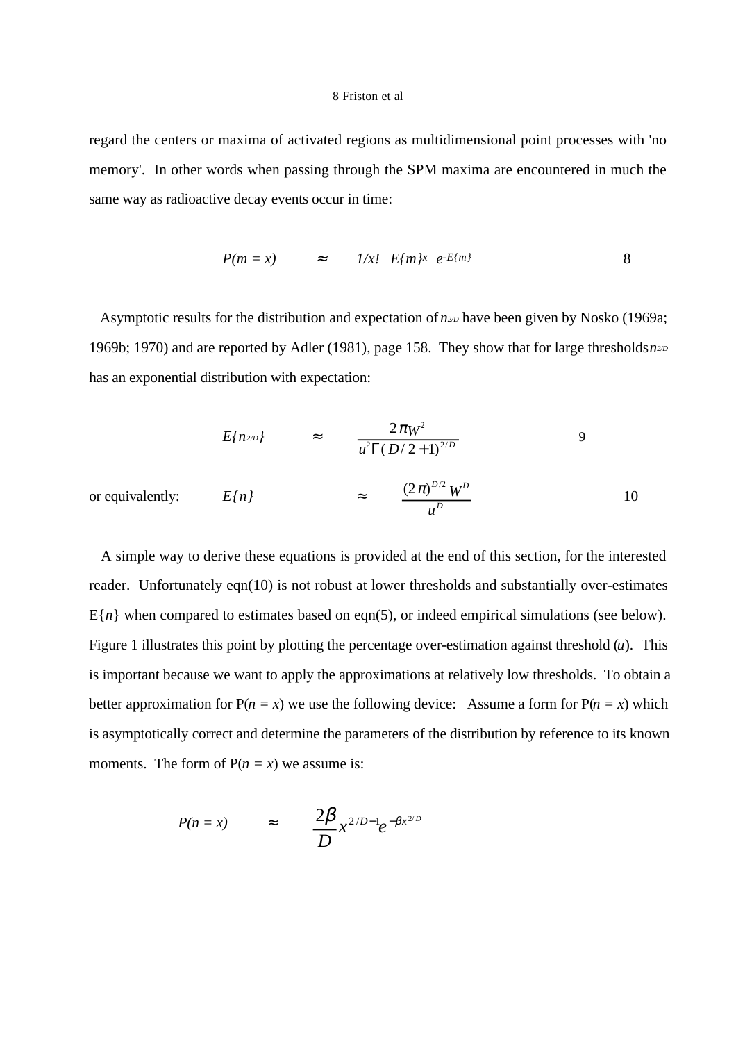regard the centers or maxima of activated regions as multidimensional point processes with 'no memory'. In other words when passing through the SPM maxima are encountered in much the same way as radioactive decay events occur in time:

$$P(m = x) \quad \approx \quad 1/x! \;\; E\{m\}^x \;\; e^{-E\{m\}} \qquad\qquad 8$$

Asymptotic results for the distribution and expectation of $n^{2/D}$ have been given by Nosko (1969a; 1969b; 1970) and are reported by Adler (1981), page 158. They show that for large thresholds $n^{2/D}$ has an exponential distribution with expectation:

$$E\{n^{2/D}\} \quad \approx \quad \frac{2\pi W^2}{u^2\Gamma(D/2+1)^{2/D}} \qquad\qquad 9$$

or equivalently:

$$E\{n\} \quad \approx \quad \frac{(2\pi)^{D/2}\, W^D}{u^D} \qquad\qquad 10$$

A simple way to derive these equations is provided at the end of this section, for the interested reader. Unfortunately eqn(10) is not robust at lower thresholds and substantially over-estimates $E\{n\}$ when compared to estimates based on eqn(5), or indeed empirical simulations (see below). Figure 1 illustrates this point by plotting the percentage over-estimation against threshold ($u$). This is important because we want to apply the approximations at relatively low thresholds. To obtain a better approximation for $P(n = x)$ we use the following device: Assume a form for $P(n = x)$ which is asymptotically correct and determine the parameters of the distribution by reference to its known moments. The form of $P(n = x)$ we assume is:

$$P(n = x) \quad \approx \quad \frac{2\beta}{D} x^{2/D-1} e^{-\beta x^{2/D}}$$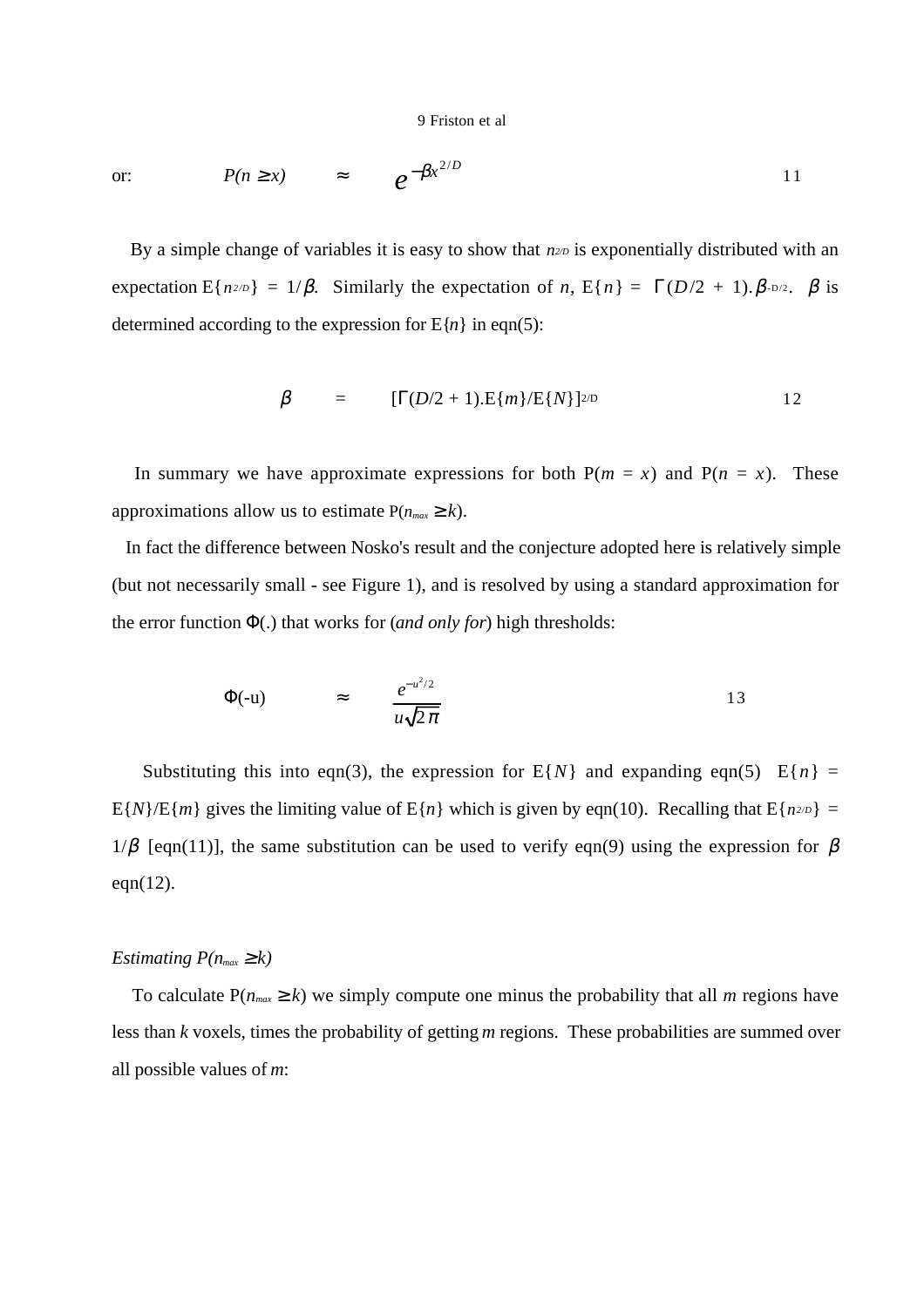or: $$P(n \geq x) \approx e^{-\beta x^{2/D}} \qquad 11$$

By a simple change of variables it is easy to show that $n^{2/D}$ is exponentially distributed with an expectation E{$n^{2/D}$} = 1/$\beta$. Similarly the expectation of $n$, E{$n$} = $\Gamma(D/2 + 1).\beta^{-D/2}$. $\beta$ is determined according to the expression for E{$n$} in eqn(5):

$$\beta = [\Gamma(D/2 + 1).\mathrm{E}\{m\}/\mathrm{E}\{N\}]^{2/D} \qquad 12$$

In summary we have approximate expressions for both P($m$ = $x$) and P($n$ = $x$). These approximations allow us to estimate P($n_{max} \geq k$).

In fact the difference between Nosko's result and the conjecture adopted here is relatively simple (but not necessarily small - see Figure 1), and is resolved by using a standard approximation for the error function $\Phi$(.) that works for (*and only for*) high thresholds:

$$\Phi(-u) \approx \frac{e^{-u^2/2}}{u\sqrt{2\pi}} \qquad 13$$

Substituting this into eqn(3), the expression for E{$N$} and expanding eqn(5) E{$n$} = E{$N$}/E{$m$} gives the limiting value of E{$n$} which is given by eqn(10). Recalling that E{$n^{2/D}$} = 1/$\beta$ [eqn(11)], the same substitution can be used to verify eqn(9) using the expression for $\beta$ eqn(12).

*Estimating P($n_{max} \geq k$)*

To calculate P($n_{max} \geq k$) we simply compute one minus the probability that all $m$ regions have less than $k$ voxels, times the probability of getting $m$ regions. These probabilities are summed over all possible values of $m$: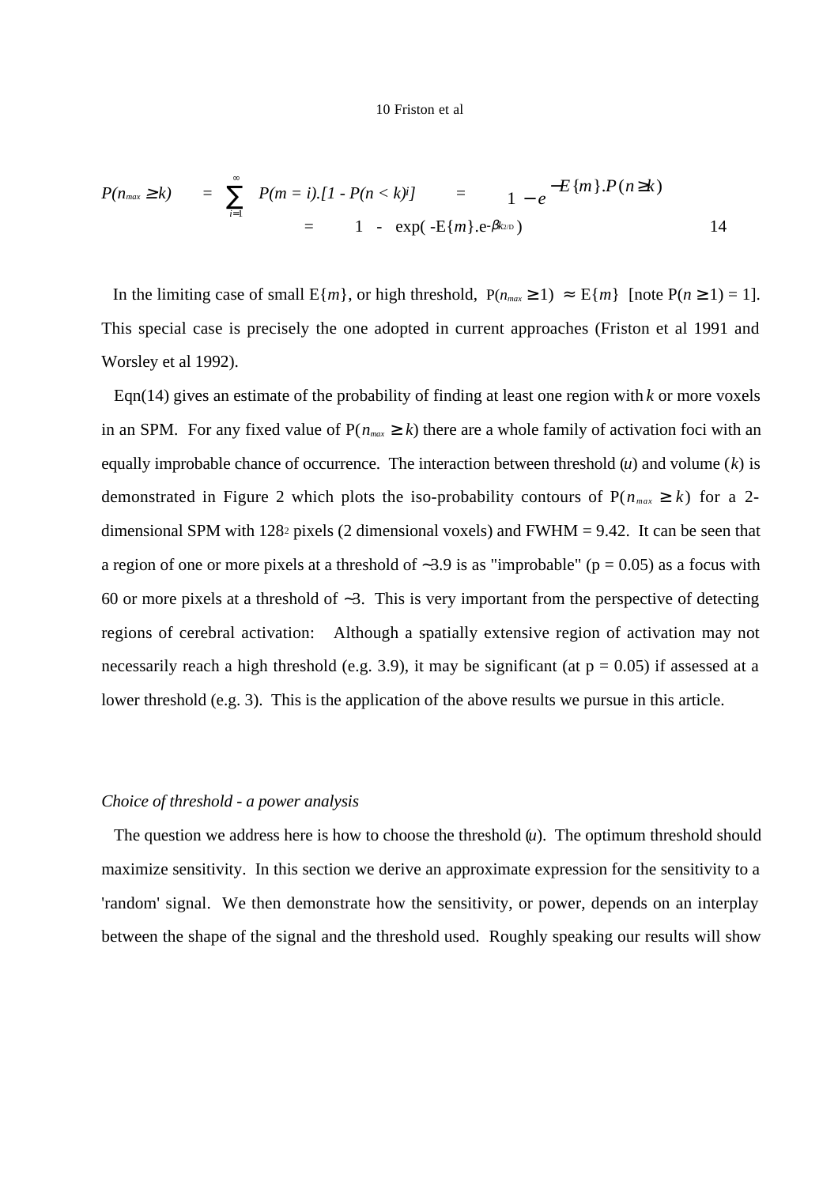$$P(n_{max} \geq k) = \sum_{i=1}^{\infty} P(m = i).[1 - P(n < k)^i] = 1 - e^{-E\{m\}.P(n \geq k)}$$

$$= 1 - \exp(-E\{m\}.e^{-\beta k^{2/D}}) \qquad 14$$

In the limiting case of small E{$m$}, or high threshold, $P(n_{max} \geq 1) \approx E\{m\}$ [note $P(n \geq 1) = 1$]. This special case is precisely the one adopted in current approaches (Friston et al 1991 and Worsley et al 1992).

Eqn(14) gives an estimate of the probability of finding at least one region with $k$ or more voxels in an SPM. For any fixed value of $P(n_{max} \geq k)$ there are a whole family of activation foci with an equally improbable chance of occurrence. The interaction between threshold ($u$) and volume ($k$) is demonstrated in Figure 2 which plots the iso-probability contours of $P(n_{max} \geq k)$ for a 2-dimensional SPM with $128^2$ pixels (2 dimensional voxels) and FWHM = 9.42. It can be seen that a region of one or more pixels at a threshold of ~3.9 is as "improbable" (p = 0.05) as a focus with 60 or more pixels at a threshold of ~3. This is very important from the perspective of detecting regions of cerebral activation: Although a spatially extensive region of activation may not necessarily reach a high threshold (e.g. 3.9), it may be significant (at p = 0.05) if assessed at a lower threshold (e.g. 3). This is the application of the above results we pursue in this article.

*Choice of threshold - a power analysis*

The question we address here is how to choose the threshold ($u$). The optimum threshold should maximize sensitivity. In this section we derive an approximate expression for the sensitivity to a 'random' signal. We then demonstrate how the sensitivity, or power, depends on an interplay between the shape of the signal and the threshold used. Roughly speaking our results will show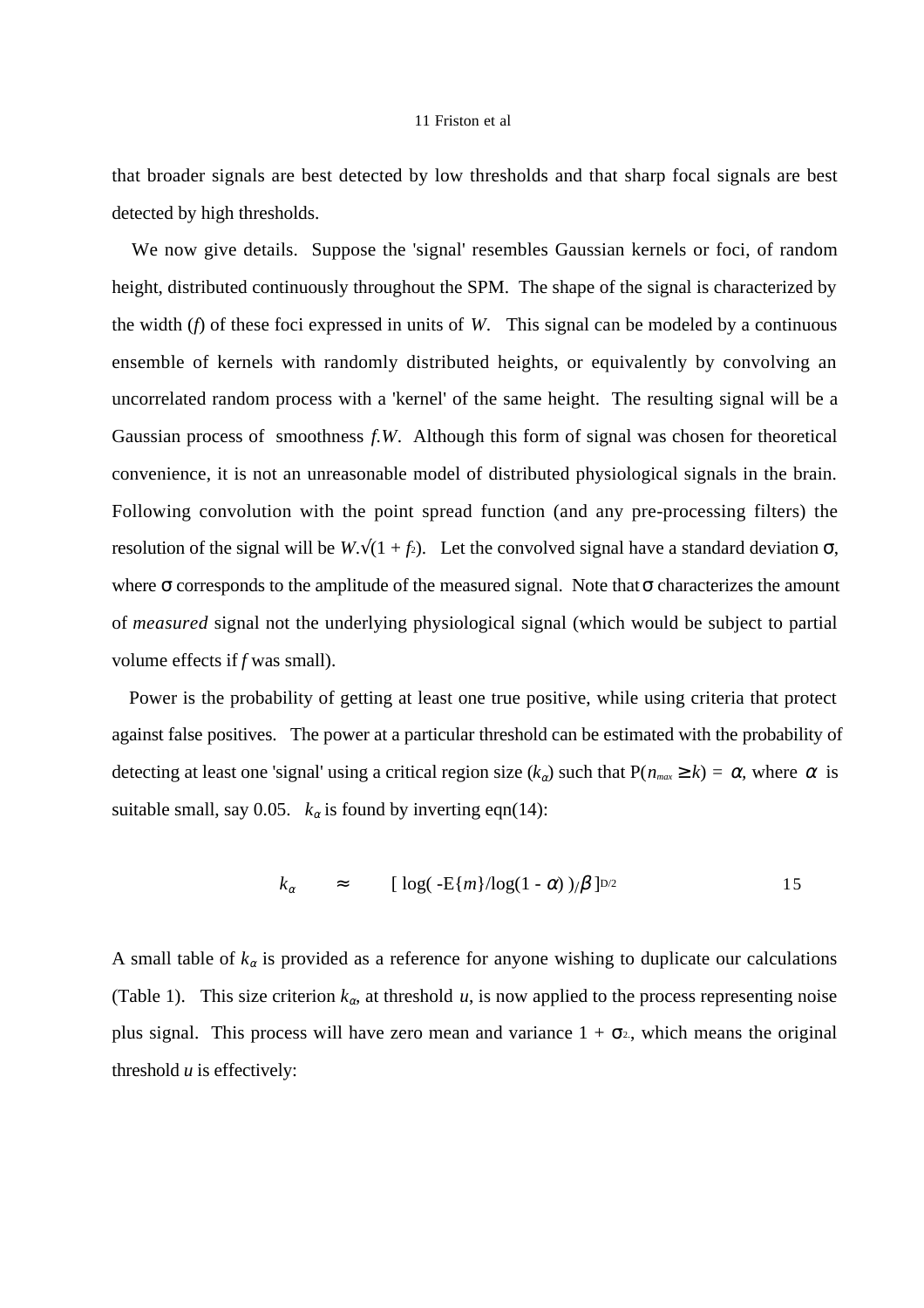that broader signals are best detected by low thresholds and that sharp focal signals are best detected by high thresholds.

We now give details. Suppose the 'signal' resembles Gaussian kernels or foci, of random height, distributed continuously throughout the SPM. The shape of the signal is characterized by the width ($f$) of these foci expressed in units of $W$. This signal can be modeled by a continuous ensemble of kernels with randomly distributed heights, or equivalently by convolving an uncorrelated random process with a 'kernel' of the same height. The resulting signal will be a Gaussian process of smoothness $f.W$. Although this form of signal was chosen for theoretical convenience, it is not an unreasonable model of distributed physiological signals in the brain. Following convolution with the point spread function (and any pre-processing filters) the resolution of the signal will be $W.\sqrt{(1 + f^2)}$. Let the convolved signal have a standard deviation $\sigma$, where $\sigma$ corresponds to the amplitude of the measured signal. Note that $\sigma$ characterizes the amount of *measured* signal not the underlying physiological signal (which would be subject to partial volume effects if $f$ was small).

Power is the probability of getting at least one true positive, while using criteria that protect against false positives. The power at a particular threshold can be estimated with the probability of detecting at least one 'signal' using a critical region size ($k_\alpha$) such that $P(n_{max} \geq k) = \alpha$, where $\alpha$ is suitable small, say 0.05. $k_\alpha$ is found by inverting eqn(14):

$$k_\alpha \approx [\log(-E\{m\}/\log(1 - \alpha))/\beta]^{D/2} \qquad 15$$

A small table of $k_\alpha$ is provided as a reference for anyone wishing to duplicate our calculations (Table 1). This size criterion $k_\alpha$, at threshold $u$, is now applied to the process representing noise plus signal. This process will have zero mean and variance $1 + \sigma^2$, which means the original threshold $u$ is effectively: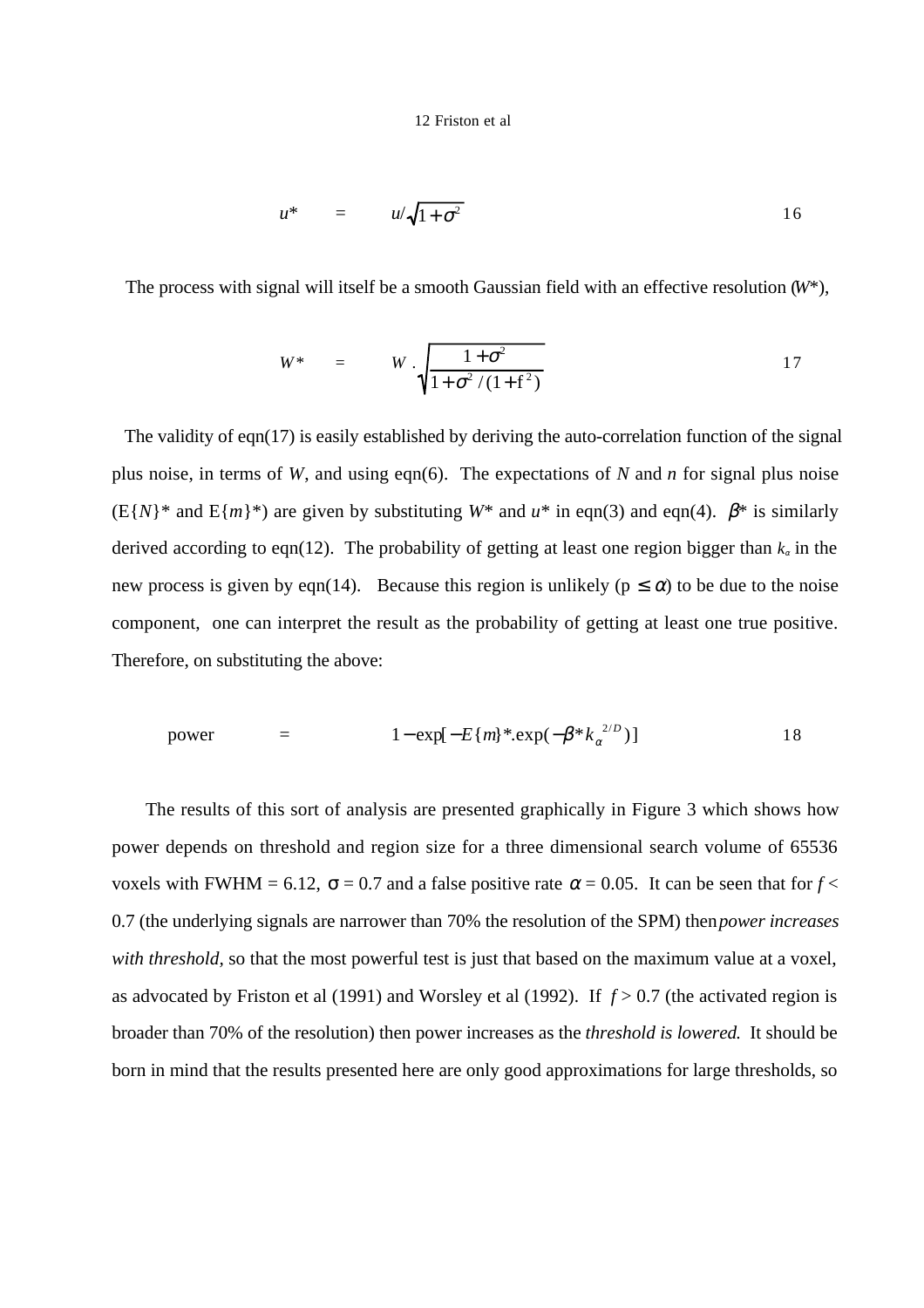$$u^* \quad = \quad u/\sqrt{1+\sigma^2} \qquad 16$$

The process with signal will itself be a smooth Gaussian field with an effective resolution ($W^*$),

$$W^* \quad = \quad W \cdot \sqrt{\frac{1+\sigma^2}{1+\sigma^2/(1+f^2)}} \qquad 17$$

The validity of eqn(17) is easily established by deriving the auto-correlation function of the signal plus noise, in terms of $W$, and using eqn(6). The expectations of $N$ and $n$ for signal plus noise ($E\{N\}^*$ and $E\{m\}^*$) are given by substituting $W^*$ and $u^*$ in eqn(3) and eqn(4). $\beta^*$ is similarly derived according to eqn(12). The probability of getting at least one region bigger than $k_\alpha$ in the new process is given by eqn(14). Because this region is unlikely ($p \le \alpha$) to be due to the noise component, one can interpret the result as the probability of getting at least one true positive. Therefore, on substituting the above:

$$\text{power} \quad = \quad 1 - \exp[-E\{m\}^* . \exp(-\beta^* k_\alpha^{\ 2/D})] \qquad 18$$

The results of this sort of analysis are presented graphically in Figure 3 which shows how power depends on threshold and region size for a three dimensional search volume of 65536 voxels with FWHM = 6.12, $\sigma = 0.7$ and a false positive rate $\alpha = 0.05$. It can be seen that for $f < 0.7$ (the underlying signals are narrower than 70% the resolution of the SPM) then *power increases with threshold,* so that the most powerful test is just that based on the maximum value at a voxel, as advocated by Friston et al (1991) and Worsley et al (1992). If $f > 0.7$ (the activated region is broader than 70% of the resolution) then power increases as the *threshold is lowered.* It should be born in mind that the results presented here are only good approximations for large thresholds, so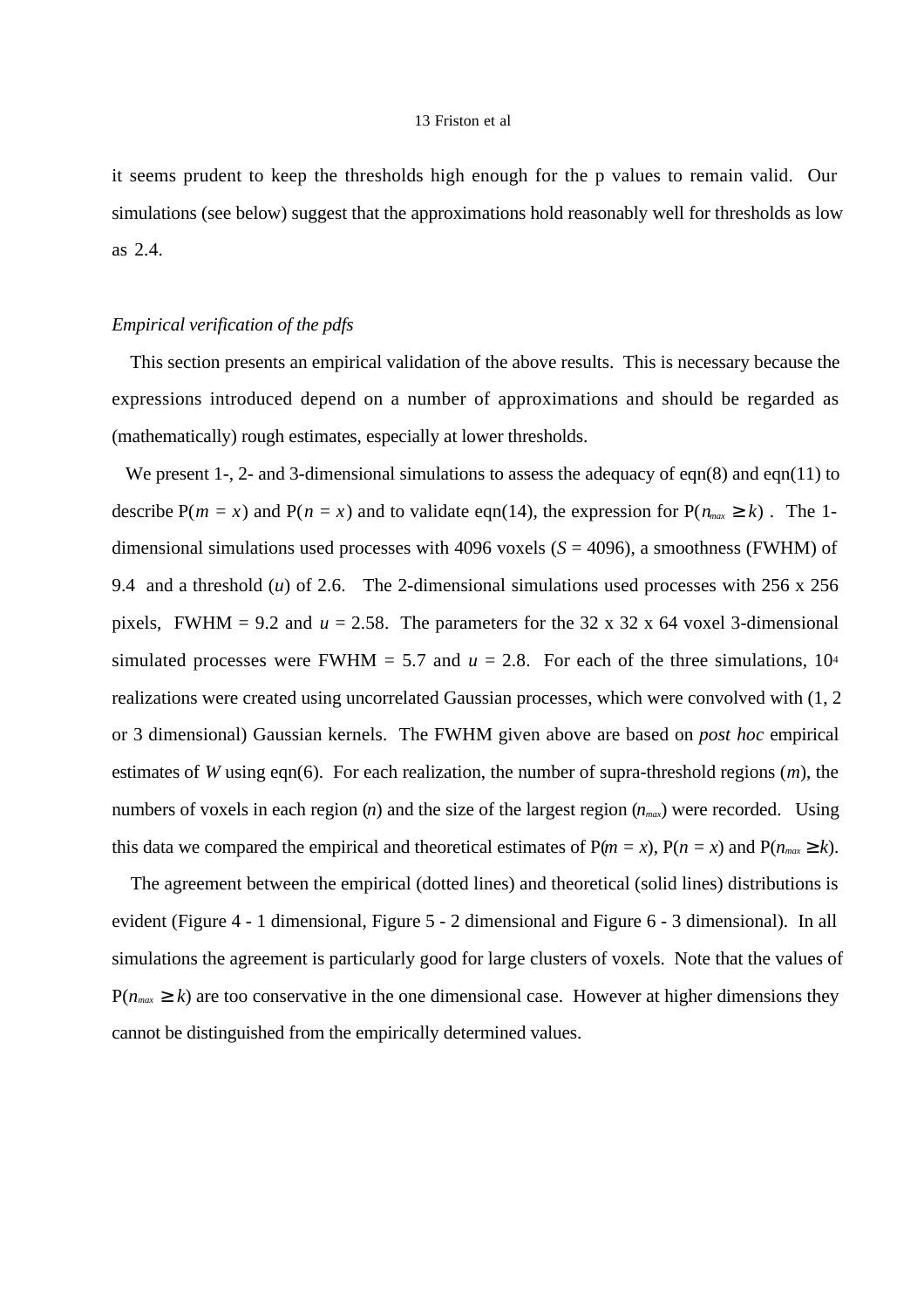it seems prudent to keep the thresholds high enough for the p values to remain valid. Our simulations (see below) suggest that the approximations hold reasonably well for thresholds as low as 2.4.

*Empirical verification of the pdfs*

This section presents an empirical validation of the above results. This is necessary because the expressions introduced depend on a number of approximations and should be regarded as (mathematically) rough estimates, especially at lower thresholds.

We present 1-, 2- and 3-dimensional simulations to assess the adequacy of eqn(8) and eqn(11) to describe $P(m = x)$ and $P(n = x)$ and to validate eqn(14), the expression for $P(n_{max} \geq k)$. The 1-dimensional simulations used processes with 4096 voxels ($S = 4096$), a smoothness (FWHM) of 9.4 and a threshold ($u$) of 2.6. The 2-dimensional simulations used processes with 256 x 256 pixels, FWHM = 9.2 and $u = 2.58$. The parameters for the 32 x 32 x 64 voxel 3-dimensional simulated processes were FWHM = 5.7 and $u = 2.8$. For each of the three simulations, $10^4$ realizations were created using uncorrelated Gaussian processes, which were convolved with (1, 2 or 3 dimensional) Gaussian kernels. The FWHM given above are based on *post hoc* empirical estimates of $W$ using eqn(6). For each realization, the number of supra-threshold regions ($m$), the numbers of voxels in each region ($n$) and the size of the largest region ($n_{max}$) were recorded. Using this data we compared the empirical and theoretical estimates of $P(m = x)$, $P(n = x)$ and $P(n_{max} \geq k)$.

The agreement between the empirical (dotted lines) and theoretical (solid lines) distributions is evident (Figure 4 - 1 dimensional, Figure 5 - 2 dimensional and Figure 6 - 3 dimensional). In all simulations the agreement is particularly good for large clusters of voxels. Note that the values of $P(n_{max} \geq k)$ are too conservative in the one dimensional case. However at higher dimensions they cannot be distinguished from the empirically determined values.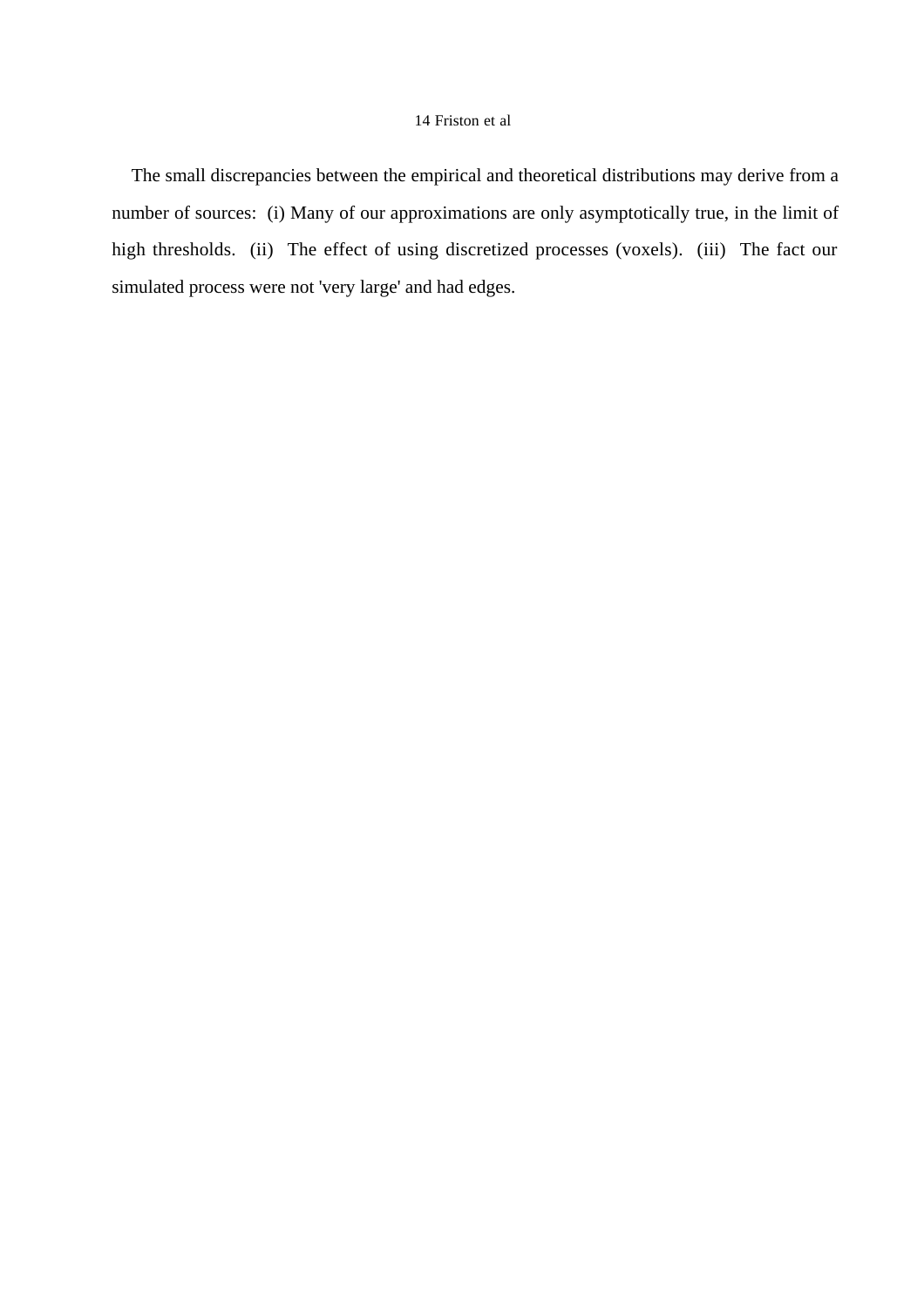The small discrepancies between the empirical and theoretical distributions may derive from a number of sources: (i) Many of our approximations are only asymptotically true, in the limit of high thresholds. (ii) The effect of using discretized processes (voxels). (iii) The fact our simulated process were not 'very large' and had edges.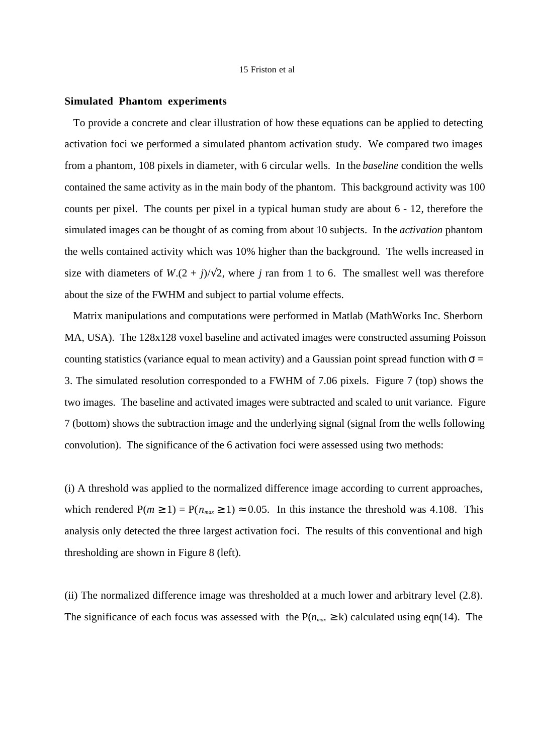## Simulated Phantom experiments

To provide a concrete and clear illustration of how these equations can be applied to detecting activation foci we performed a simulated phantom activation study. We compared two images from a phantom, 108 pixels in diameter, with 6 circular wells. In the *baseline* condition the wells contained the same activity as in the main body of the phantom. This background activity was 100 counts per pixel. The counts per pixel in a typical human study are about 6 - 12, therefore the simulated images can be thought of as coming from about 10 subjects. In the *activation* phantom the wells contained activity which was 10% higher than the background. The wells increased in size with diameters of $W.(2 + j)/\sqrt{2}$, where $j$ ran from 1 to 6. The smallest well was therefore about the size of the FWHM and subject to partial volume effects.

Matrix manipulations and computations were performed in Matlab (MathWorks Inc. Sherborn MA, USA). The 128x128 voxel baseline and activated images were constructed assuming Poisson counting statistics (variance equal to mean activity) and a Gaussian point spread function with $\sigma = 3$. The simulated resolution corresponded to a FWHM of 7.06 pixels. Figure 7 (top) shows the two images. The baseline and activated images were subtracted and scaled to unit variance. Figure 7 (bottom) shows the subtraction image and the underlying signal (signal from the wells following convolution). The significance of the 6 activation foci were assessed using two methods:

(i) A threshold was applied to the normalized difference image according to current approaches, which rendered $P(m \geq 1) = P(n_{max} \geq 1) \approx 0.05$. In this instance the threshold was 4.108. This analysis only detected the three largest activation foci. The results of this conventional and high thresholding are shown in Figure 8 (left).

(ii) The normalized difference image was thresholded at a much lower and arbitrary level (2.8). The significance of each focus was assessed with the $P(n_{max} \geq k)$ calculated using eqn(14). The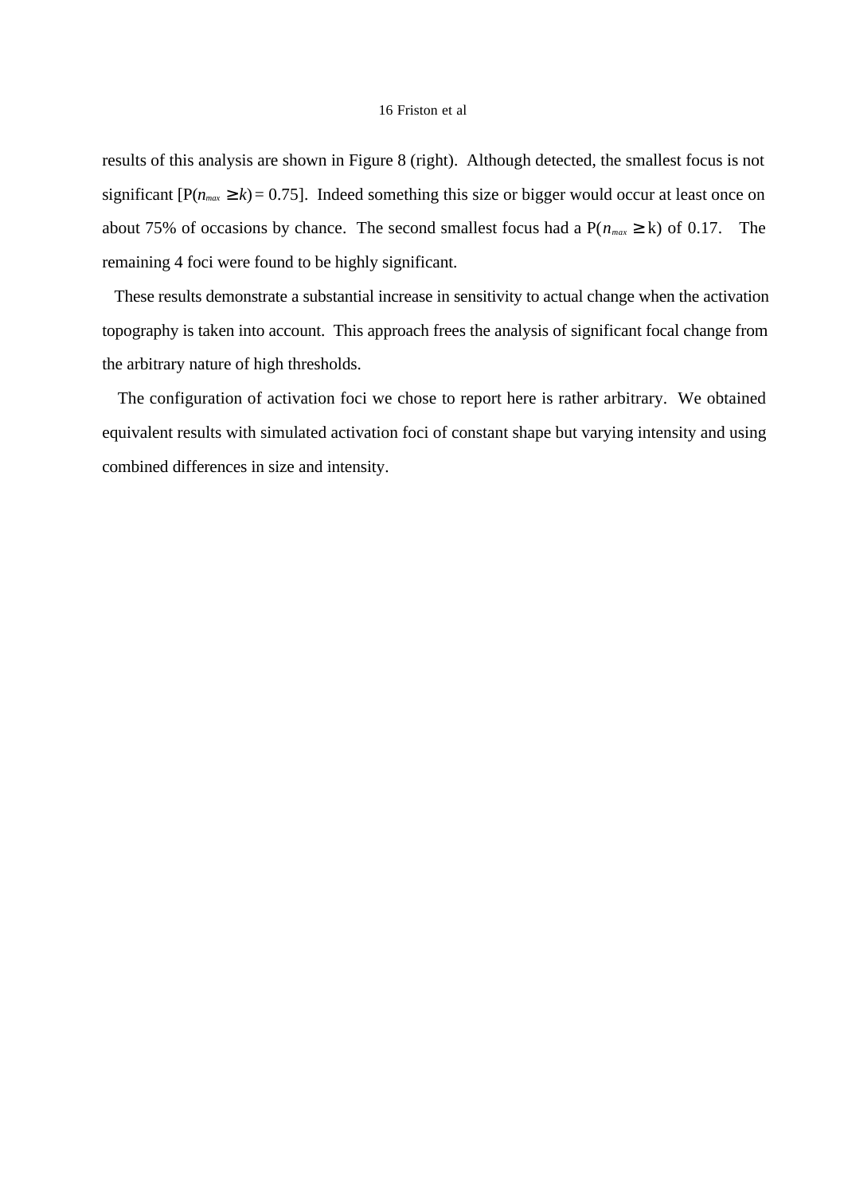results of this analysis are shown in Figure 8 (right). Although detected, the smallest focus is not significant [$P(n_{max} \geq k) = 0.75$]. Indeed something this size or bigger would occur at least once on about 75% of occasions by chance. The second smallest focus had a $P(n_{max} \geq k)$ of 0.17. The remaining 4 foci were found to be highly significant.

These results demonstrate a substantial increase in sensitivity to actual change when the activation topography is taken into account. This approach frees the analysis of significant focal change from the arbitrary nature of high thresholds.

The configuration of activation foci we chose to report here is rather arbitrary. We obtained equivalent results with simulated activation foci of constant shape but varying intensity and using combined differences in size and intensity.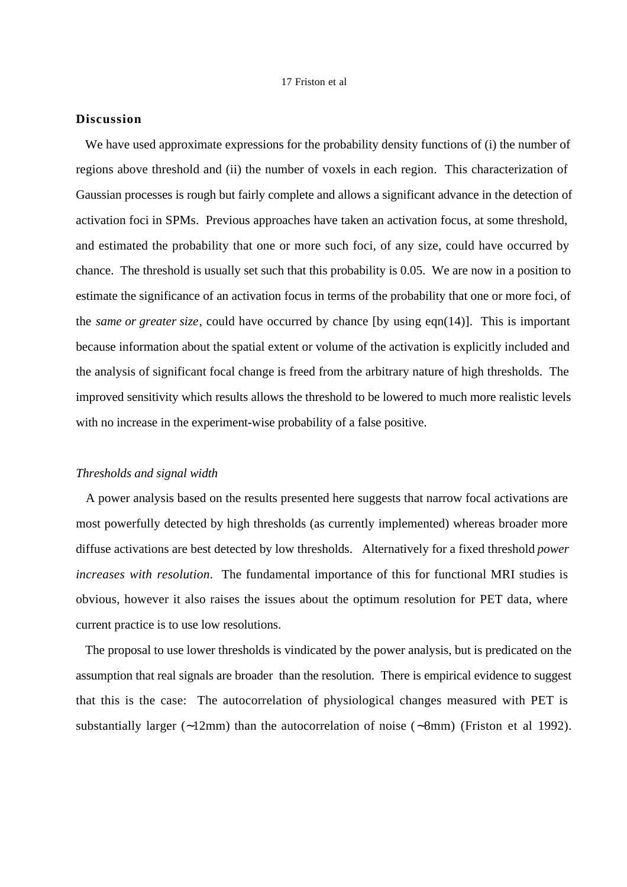## Discussion

We have used approximate expressions for the probability density functions of (i) the number of regions above threshold and (ii) the number of voxels in each region. This characterization of Gaussian processes is rough but fairly complete and allows a significant advance in the detection of activation foci in SPMs. Previous approaches have taken an activation focus, at some threshold, and estimated the probability that one or more such foci, of any size, could have occurred by chance. The threshold is usually set such that this probability is 0.05. We are now in a position to estimate the significance of an activation focus in terms of the probability that one or more foci, of the *same or greater size*, could have occurred by chance [by using eqn(14)]. This is important because information about the spatial extent or volume of the activation is explicitly included and the analysis of significant focal change is freed from the arbitrary nature of high thresholds. The improved sensitivity which results allows the threshold to be lowered to much more realistic levels with no increase in the experiment-wise probability of a false positive.

### *Thresholds and signal width*

A power analysis based on the results presented here suggests that narrow focal activations are most powerfully detected by high thresholds (as currently implemented) whereas broader more diffuse activations are best detected by low thresholds. Alternatively for a fixed threshold *power increases with resolution*. The fundamental importance of this for functional MRI studies is obvious, however it also raises the issues about the optimum resolution for PET data, where current practice is to use low resolutions.

The proposal to use lower thresholds is vindicated by the power analysis, but is predicated on the assumption that real signals are broader than the resolution. There is empirical evidence to suggest that this is the case: The autocorrelation of physiological changes measured with PET is substantially larger (~12mm) than the autocorrelation of noise (~8mm) (Friston et al 1992).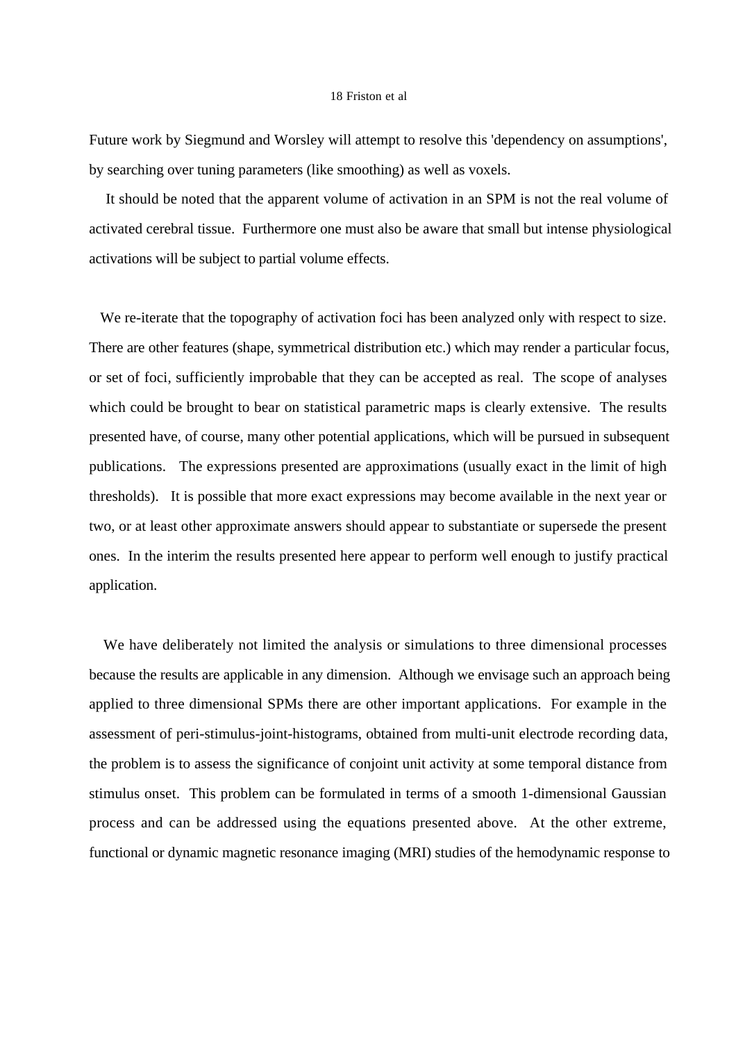Future work by Siegmund and Worsley will attempt to resolve this 'dependency on assumptions', by searching over tuning parameters (like smoothing) as well as voxels.

It should be noted that the apparent volume of activation in an SPM is not the real volume of activated cerebral tissue. Furthermore one must also be aware that small but intense physiological activations will be subject to partial volume effects.

We re-iterate that the topography of activation foci has been analyzed only with respect to size. There are other features (shape, symmetrical distribution etc.) which may render a particular focus, or set of foci, sufficiently improbable that they can be accepted as real. The scope of analyses which could be brought to bear on statistical parametric maps is clearly extensive. The results presented have, of course, many other potential applications, which will be pursued in subsequent publications. The expressions presented are approximations (usually exact in the limit of high thresholds). It is possible that more exact expressions may become available in the next year or two, or at least other approximate answers should appear to substantiate or supersede the present ones. In the interim the results presented here appear to perform well enough to justify practical application.

We have deliberately not limited the analysis or simulations to three dimensional processes because the results are applicable in any dimension. Although we envisage such an approach being applied to three dimensional SPMs there are other important applications. For example in the assessment of peri-stimulus-joint-histograms, obtained from multi-unit electrode recording data, the problem is to assess the significance of conjoint unit activity at some temporal distance from stimulus onset. This problem can be formulated in terms of a smooth 1-dimensional Gaussian process and can be addressed using the equations presented above. At the other extreme, functional or dynamic magnetic resonance imaging (MRI) studies of the hemodynamic response to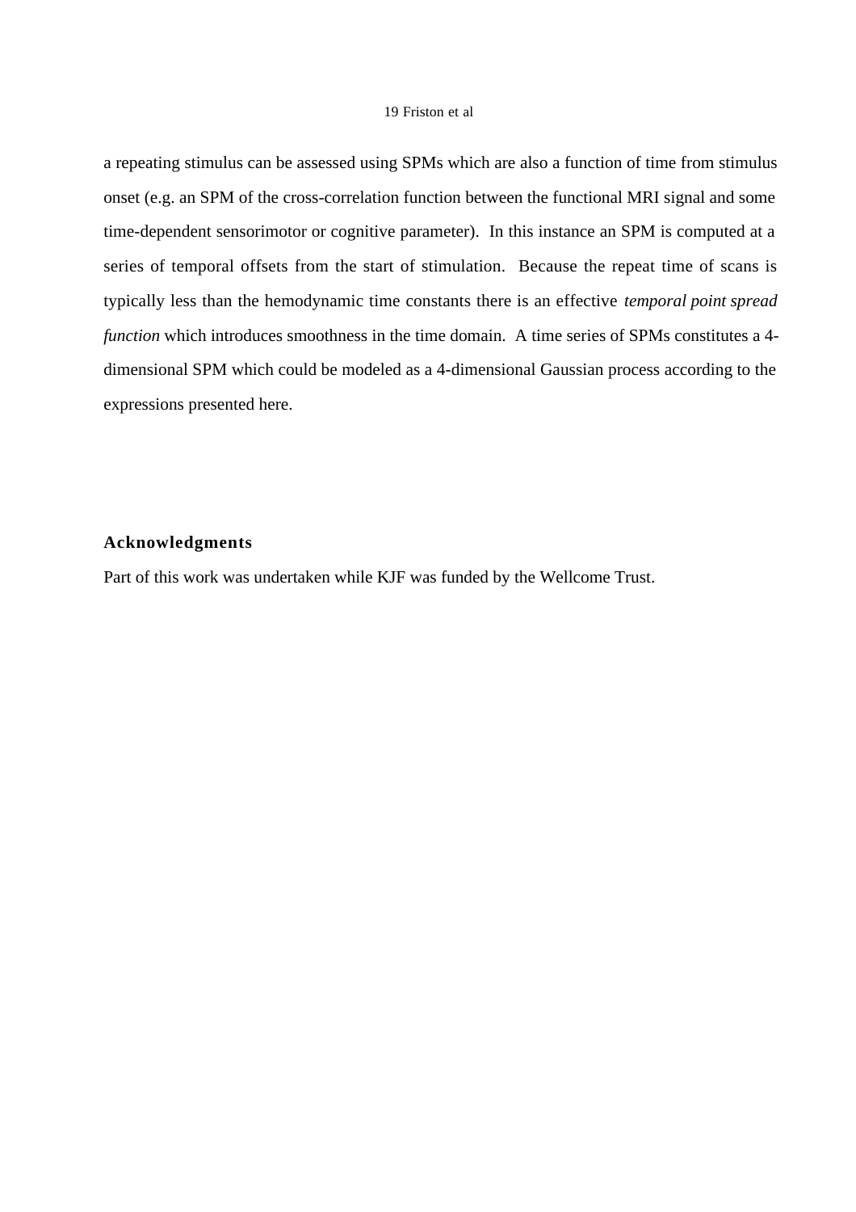a repeating stimulus can be assessed using SPMs which are also a function of time from stimulus onset (e.g. an SPM of the cross-correlation function between the functional MRI signal and some time-dependent sensorimotor or cognitive parameter). In this instance an SPM is computed at a series of temporal offsets from the start of stimulation. Because the repeat time of scans is typically less than the hemodynamic time constants there is an effective *temporal point spread function* which introduces smoothness in the time domain. A time series of SPMs constitutes a 4-dimensional SPM which could be modeled as a 4-dimensional Gaussian process according to the expressions presented here.

## Acknowledgments

Part of this work was undertaken while KJF was funded by the Wellcome Trust.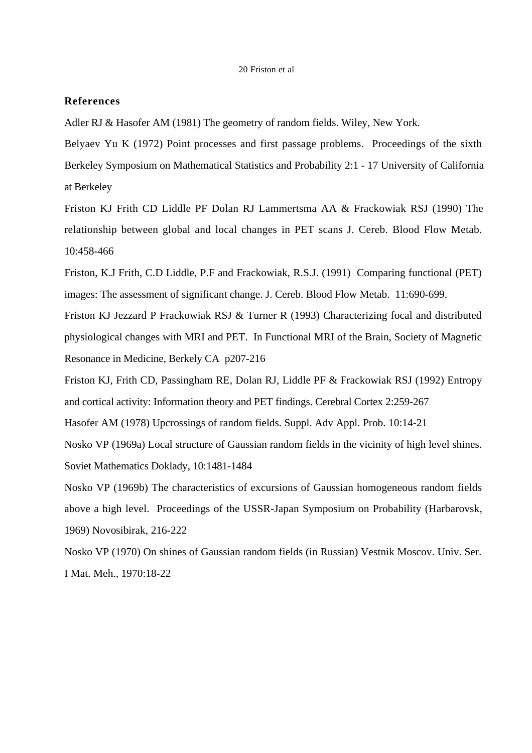## References

Adler RJ & Hasofer AM (1981) The geometry of random fields. Wiley, New York.

Belyaev Yu K (1972) Point processes and first passage problems. Proceedings of the sixth Berkeley Symposium on Mathematical Statistics and Probability 2:1 - 17 University of California at Berkeley

Friston KJ Frith CD Liddle PF Dolan RJ Lammertsma AA & Frackowiak RSJ (1990) The relationship between global and local changes in PET scans J. Cereb. Blood Flow Metab. 10:458-466

Friston, K.J Frith, C.D Liddle, P.F and Frackowiak, R.S.J. (1991) Comparing functional (PET) images: The assessment of significant change. J. Cereb. Blood Flow Metab. 11:690-699.

Friston KJ Jezzard P Frackowiak RSJ & Turner R (1993) Characterizing focal and distributed physiological changes with MRI and PET. In Functional MRI of the Brain, Society of Magnetic Resonance in Medicine, Berkely CA p207-216

Friston KJ, Frith CD, Passingham RE, Dolan RJ, Liddle PF & Frackowiak RSJ (1992) Entropy and cortical activity: Information theory and PET findings. Cerebral Cortex 2:259-267

Hasofer AM (1978) Upcrossings of random fields. Suppl. Adv Appl. Prob. 10:14-21

Nosko VP (1969a) Local structure of Gaussian random fields in the vicinity of high level shines. Soviet Mathematics Doklady, 10:1481-1484

Nosko VP (1969b) The characteristics of excursions of Gaussian homogeneous random fields above a high level. Proceedings of the USSR-Japan Symposium on Probability (Harbarovsk, 1969) Novosibirak, 216-222

Nosko VP (1970) On shines of Gaussian random fields (in Russian) Vestnik Moscov. Univ. Ser. I Mat. Meh., 1970:18-22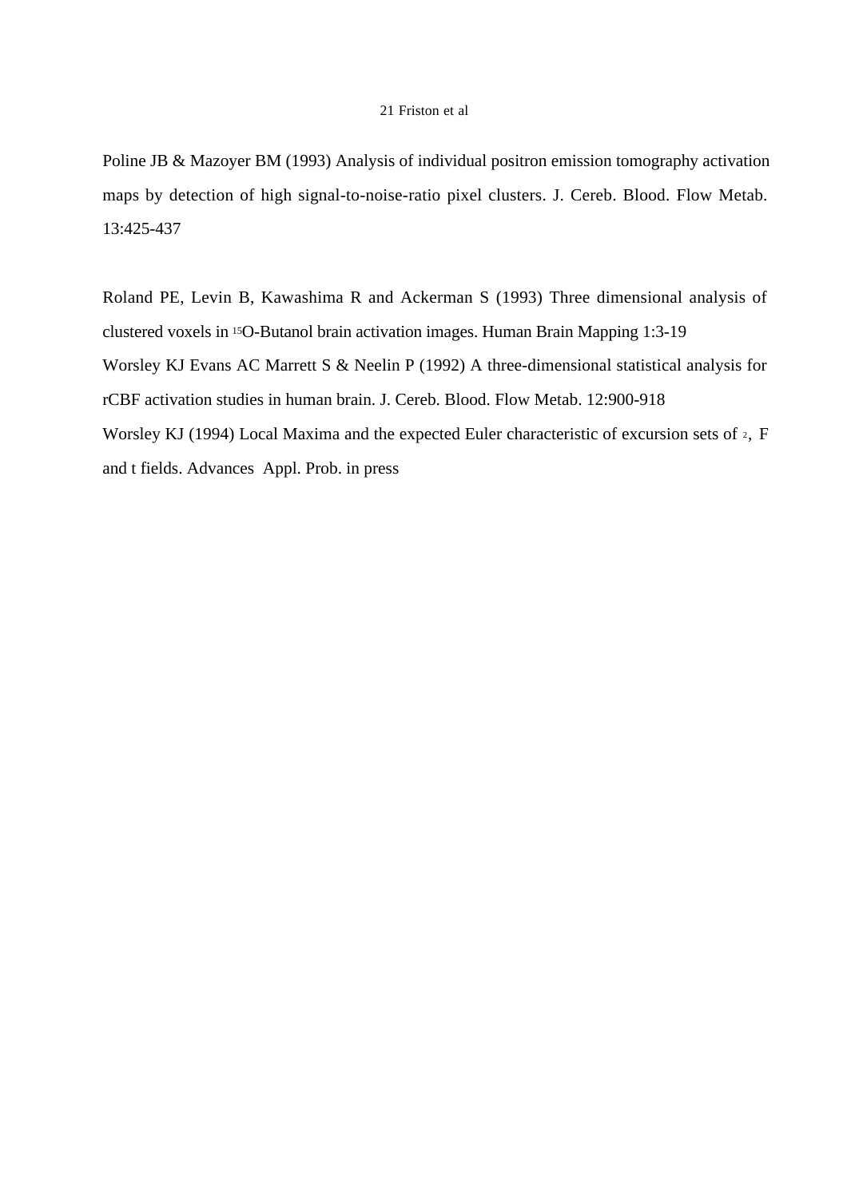Poline JB & Mazoyer BM (1993) Analysis of individual positron emission tomography activation maps by detection of high signal-to-noise-ratio pixel clusters. J. Cereb. Blood. Flow Metab. 13:425-437

Roland PE, Levin B, Kawashima R and Ackerman S (1993) Three dimensional analysis of clustered voxels in $^{15}$O-Butanol brain activation images. Human Brain Mapping 1:3-19

Worsley KJ Evans AC Marrett S & Neelin P (1992) A three-dimensional statistical analysis for rCBF activation studies in human brain. J. Cereb. Blood. Flow Metab. 12:900-918

Worsley KJ (1994) Local Maxima and the expected Euler characteristic of excursion sets of $\chi^2$, F and t fields. Advances Appl. Prob. in press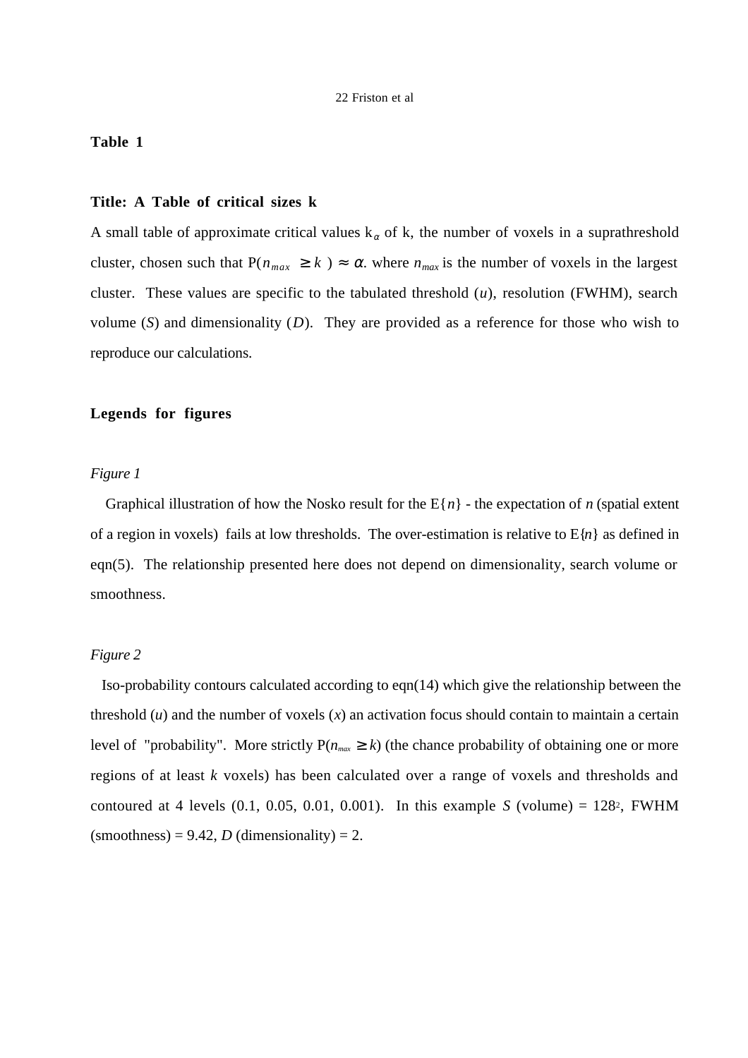**Table 1**

**Title: A Table of critical sizes k**

A small table of approximate critical values $k_\alpha$ of k, the number of voxels in a suprathreshold cluster, chosen such that $P(n_{max} \geq k) \approx \alpha$. where $n_{max}$ is the number of voxels in the largest cluster. These values are specific to the tabulated threshold ($u$), resolution (FWHM), search volume ($S$) and dimensionality ($D$). They are provided as a reference for those who wish to reproduce our calculations.

**Legends for figures**

*Figure 1*

Graphical illustration of how the Nosko result for the $E\{n\}$ - the expectation of $n$ (spatial extent of a region in voxels) fails at low thresholds. The over-estimation is relative to $E\{n\}$ as defined in eqn(5). The relationship presented here does not depend on dimensionality, search volume or smoothness.

*Figure 2*

Iso-probability contours calculated according to eqn(14) which give the relationship between the threshold ($u$) and the number of voxels ($x$) an activation focus should contain to maintain a certain level of "probability". More strictly $P(n_{max} \geq k)$ (the chance probability of obtaining one or more regions of at least $k$ voxels) has been calculated over a range of voxels and thresholds and contoured at 4 levels (0.1, 0.05, 0.01, 0.001). In this example $S$ (volume) = $128^2$, FWHM (smoothness) = 9.42, $D$ (dimensionality) = 2.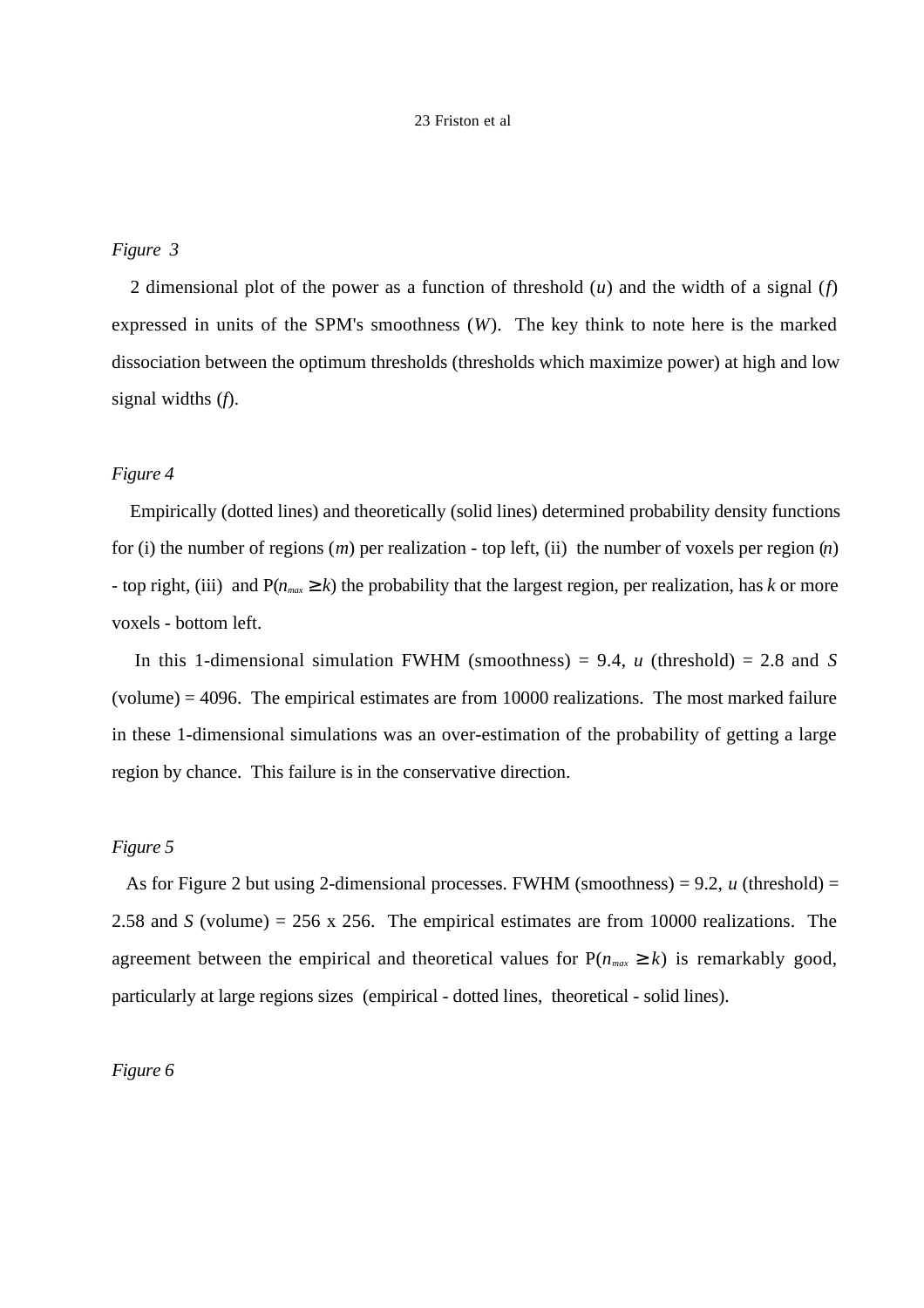*Figure 3*

2 dimensional plot of the power as a function of threshold ($u$) and the width of a signal ($f$) expressed in units of the SPM's smoothness ($W$). The key think to note here is the marked dissociation between the optimum thresholds (thresholds which maximize power) at high and low signal widths ($f$).

*Figure 4*

Empirically (dotted lines) and theoretically (solid lines) determined probability density functions for (i) the number of regions ($m$) per realization - top left, (ii) the number of voxels per region ($n$) - top right, (iii) and $P(n_{max} \geq k)$ the probability that the largest region, per realization, has $k$ or more voxels - bottom left.

In this 1-dimensional simulation FWHM (smoothness) = 9.4, $u$ (threshold) = 2.8 and $S$ (volume) = 4096. The empirical estimates are from 10000 realizations. The most marked failure in these 1-dimensional simulations was an over-estimation of the probability of getting a large region by chance. This failure is in the conservative direction.

*Figure 5*

As for Figure 2 but using 2-dimensional processes. FWHM (smoothness) = 9.2, $u$ (threshold) = 2.58 and $S$ (volume) = 256 x 256. The empirical estimates are from 10000 realizations. The agreement between the empirical and theoretical values for $P(n_{max} \geq k)$ is remarkably good, particularly at large regions sizes (empirical - dotted lines, theoretical - solid lines).

*Figure 6*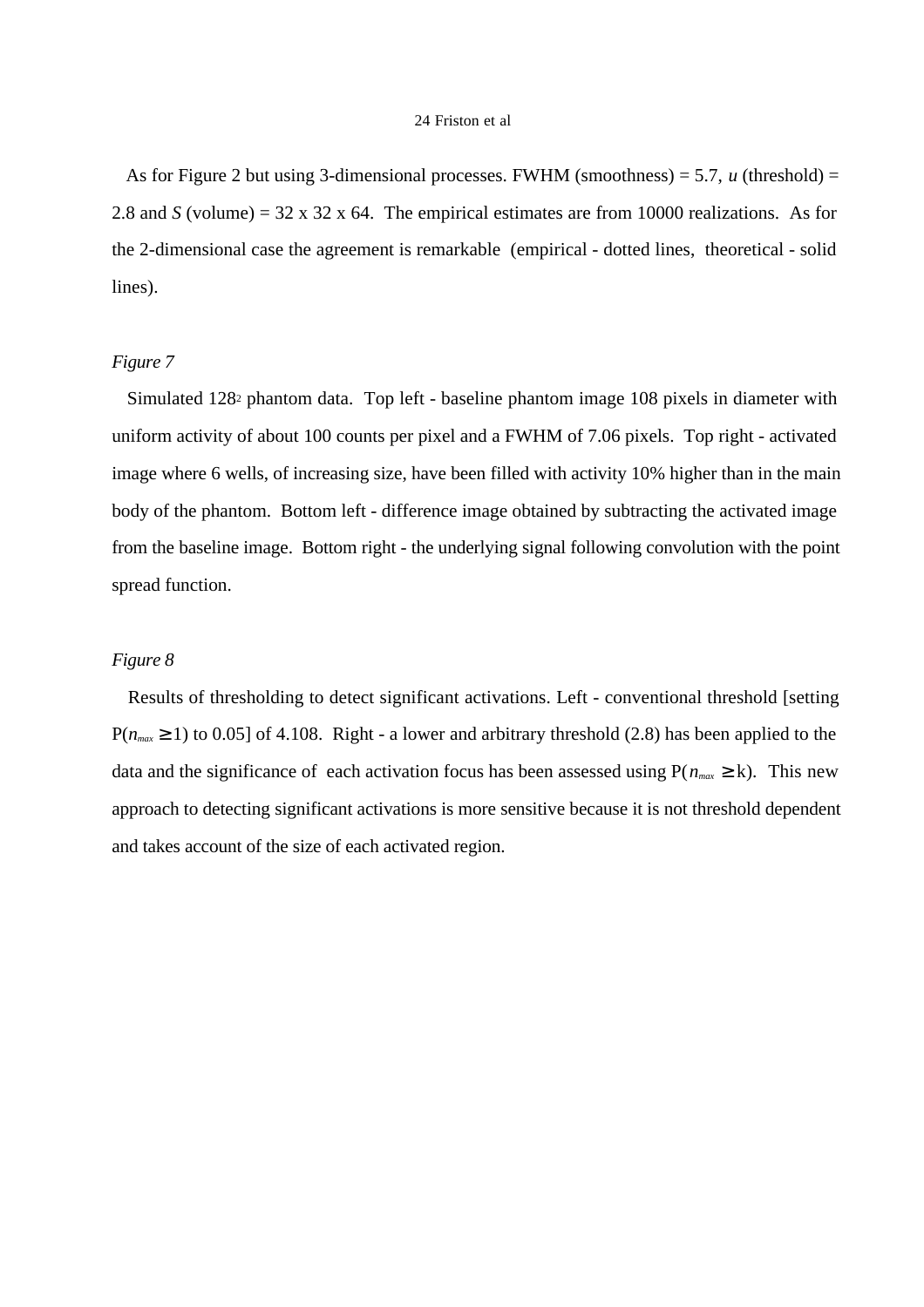As for Figure 2 but using 3-dimensional processes. FWHM (smoothness) = 5.7, $u$ (threshold) = 2.8 and $S$ (volume) = 32 x 32 x 64. The empirical estimates are from 10000 realizations. As for the 2-dimensional case the agreement is remarkable (empirical - dotted lines, theoretical - solid lines).

*Figure 7*

Simulated $128^2$ phantom data. Top left - baseline phantom image 108 pixels in diameter with uniform activity of about 100 counts per pixel and a FWHM of 7.06 pixels. Top right - activated image where 6 wells, of increasing size, have been filled with activity 10% higher than in the main body of the phantom. Bottom left - difference image obtained by subtracting the activated image from the baseline image. Bottom right - the underlying signal following convolution with the point spread function.

*Figure 8*

Results of thresholding to detect significant activations. Left - conventional threshold [setting $P(n_{max} \geq 1)$ to 0.05] of 4.108. Right - a lower and arbitrary threshold (2.8) has been applied to the data and the significance of each activation focus has been assessed using $P(n_{max} \geq k)$. This new approach to detecting significant activations is more sensitive because it is not threshold dependent and takes account of the size of each activated region.